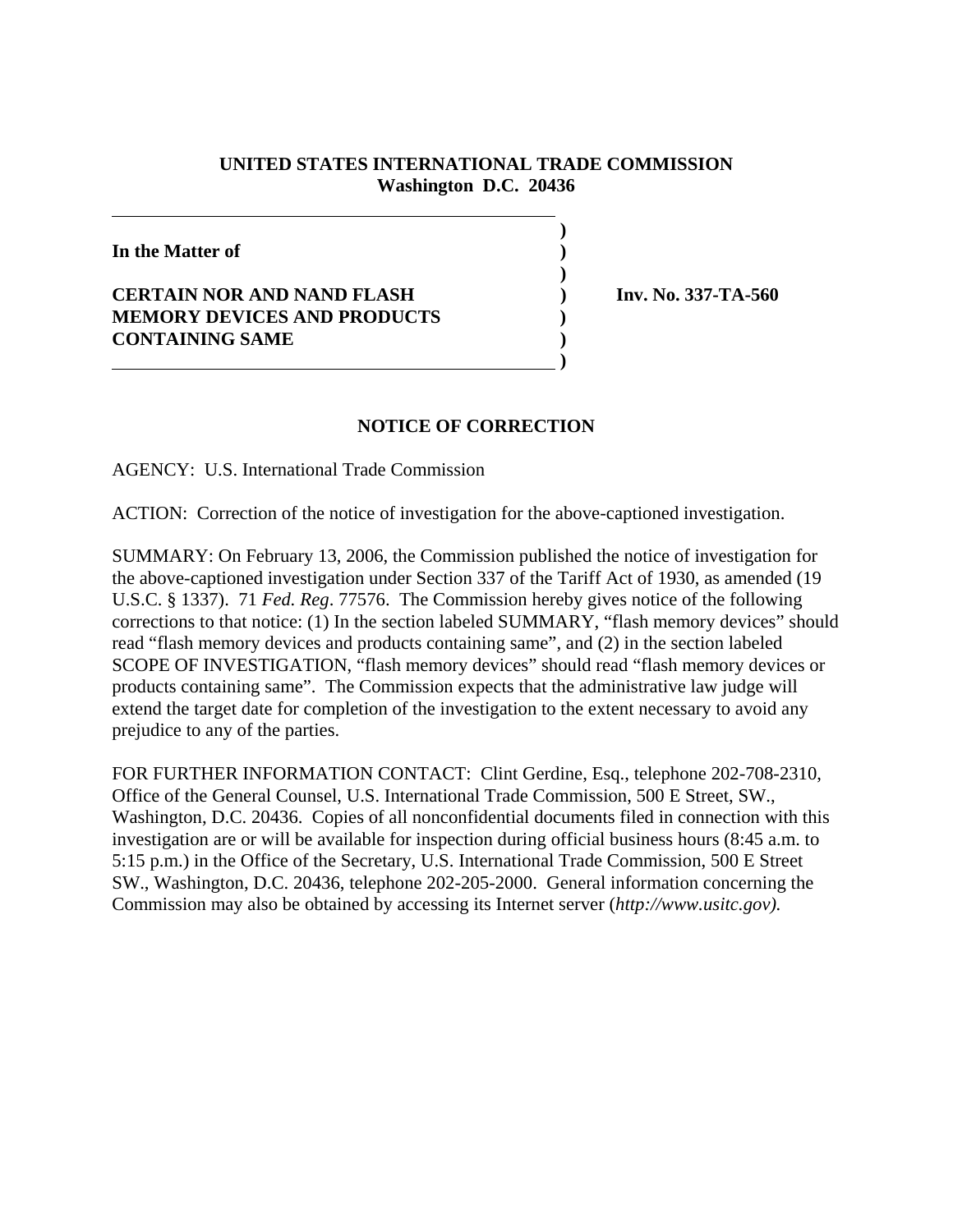**UNITED STATES INTERNATIONAL TRADE COMMISSION**
**Washington D.C. 20436**

**In the Matter of**

**CERTAIN NOR AND NAND FLASH MEMORY DEVICES AND PRODUCTS CONTAINING SAME**

**Inv. No. 337-TA-560**

## NOTICE OF CORRECTION

AGENCY: U.S. International Trade Commission

ACTION: Correction of the notice of investigation for the above-captioned investigation.

SUMMARY: On February 13, 2006, the Commission published the notice of investigation for the above-captioned investigation under Section 337 of the Tariff Act of 1930, as amended (19 U.S.C. § 1337). 71 *Fed. Reg*. 77576. The Commission hereby gives notice of the following corrections to that notice: (1) In the section labeled SUMMARY, "flash memory devices" should read "flash memory devices and products containing same", and (2) in the section labeled SCOPE OF INVESTIGATION, "flash memory devices" should read "flash memory devices or products containing same". The Commission expects that the administrative law judge will extend the target date for completion of the investigation to the extent necessary to avoid any prejudice to any of the parties.

FOR FURTHER INFORMATION CONTACT: Clint Gerdine, Esq., telephone 202-708-2310, Office of the General Counsel, U.S. International Trade Commission, 500 E Street, SW., Washington, D.C. 20436. Copies of all nonconfidential documents filed in connection with this investigation are or will be available for inspection during official business hours (8:45 a.m. to 5:15 p.m.) in the Office of the Secretary, U.S. International Trade Commission, 500 E Street SW., Washington, D.C. 20436, telephone 202-205-2000. General information concerning the Commission may also be obtained by accessing its Internet server (*http://www.usitc.gov).*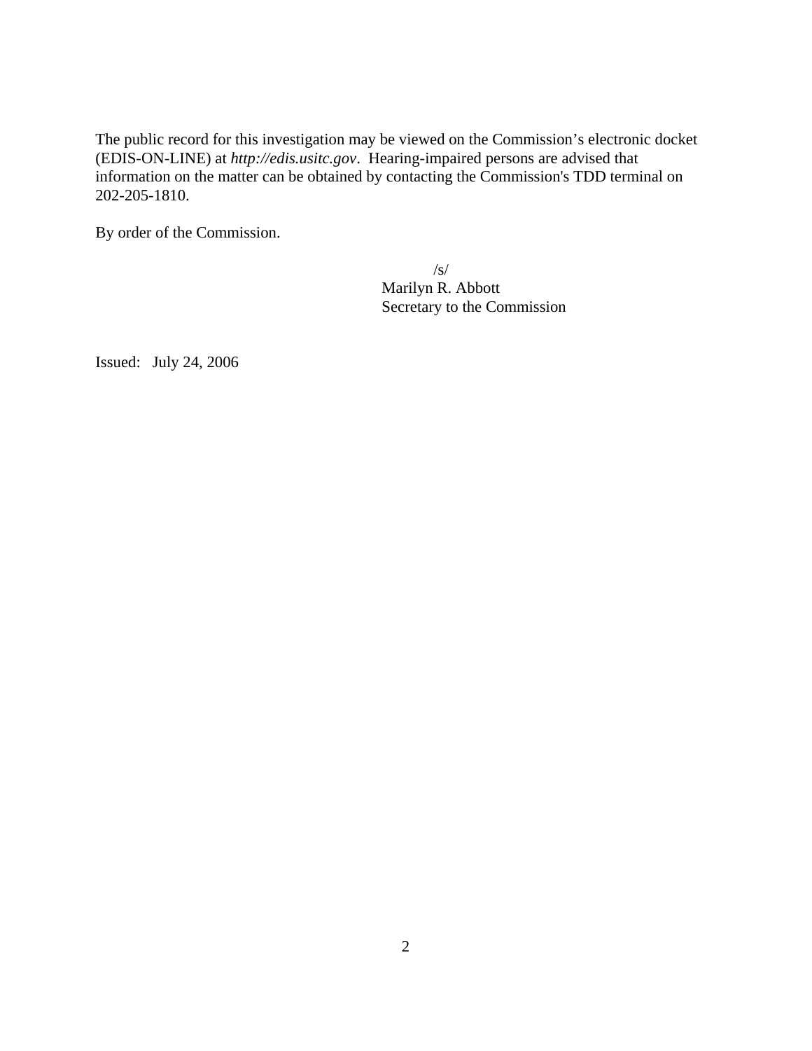The public record for this investigation may be viewed on the Commission's electronic docket (EDIS-ON-LINE) at *http://edis.usitc.gov*. Hearing-impaired persons are advised that information on the matter can be obtained by contacting the Commission's TDD terminal on 202-205-1810.

By order of the Commission.

/s/
Marilyn R. Abbott
Secretary to the Commission

Issued: July 24, 2006